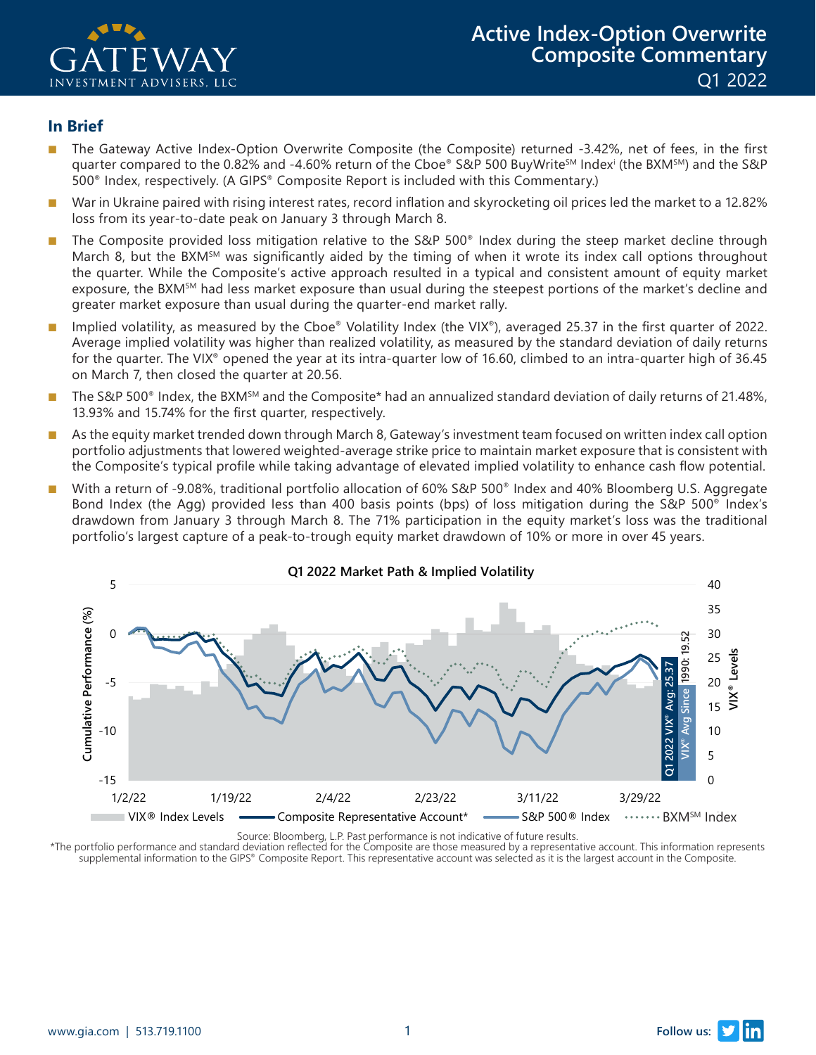# Active Index-Option Overwrite Composite Commentary

Q1 2022

## In Brief

- The Gateway Active Index-Option Overwrite Composite (the Composite) returned -3.42%, net of fees, in the first quarter compared to the 0.82% and -4.60% return of the Cboe® S&P 500 BuyWrite℠ Index[i] (the BXM℠) and the S&P 500® Index, respectively. (A GIPS® Composite Report is included with this Commentary.)
- War in Ukraine paired with rising interest rates, record inflation and skyrocketing oil prices led the market to a 12.82% loss from its year-to-date peak on January 3 through March 8.
- The Composite provided loss mitigation relative to the S&P 500® Index during the steep market decline through March 8, but the BXM℠ was significantly aided by the timing of when it wrote its index call options throughout the quarter. While the Composite's active approach resulted in a typical and consistent amount of equity market exposure, the BXM℠ had less market exposure than usual during the steepest portions of the market's decline and greater market exposure than usual during the quarter-end market rally.
- Implied volatility, as measured by the Cboe® Volatility Index (the VIX®), averaged 25.37 in the first quarter of 2022. Average implied volatility was higher than realized volatility, as measured by the standard deviation of daily returns for the quarter. The VIX® opened the year at its intra-quarter low of 16.60, climbed to an intra-quarter high of 36.45 on March 7, then closed the quarter at 20.56.
- The S&P 500® Index, the BXM℠ and the Composite* had an annualized standard deviation of daily returns of 21.48%, 13.93% and 15.74% for the first quarter, respectively.
- As the equity market trended down through March 8, Gateway's investment team focused on written index call option portfolio adjustments that lowered weighted-average strike price to maintain market exposure that is consistent with the Composite's typical profile while taking advantage of elevated implied volatility to enhance cash flow potential.
- With a return of -9.08%, traditional portfolio allocation of 60% S&P 500® Index and 40% Bloomberg U.S. Aggregate Bond Index (the Agg) provided less than 400 basis points (bps) of loss mitigation during the S&P 500® Index's drawdown from January 3 through March 8. The 71% participation in the equity market's loss was the traditional portfolio's largest capture of a peak-to-trough equity market drawdown of 10% or more in over 45 years.

**Q1 2022 Market Path & Implied Volatility**

Legend: VIX® Index Levels; Composite Representative Account*; S&P 500® Index; BXM℠ Index. Q1 2022 VIX® Avg: 25.37; VIX® Avg Since 1990: 19.52

Source: Bloomberg, L.P. Past performance is not indicative of future results.

*The portfolio performance and standard deviation reflected for the Composite are those measured by a representative account. This information represents supplemental information to the GIPS® Composite Report. This representative account was selected as it is the largest account in the Composite.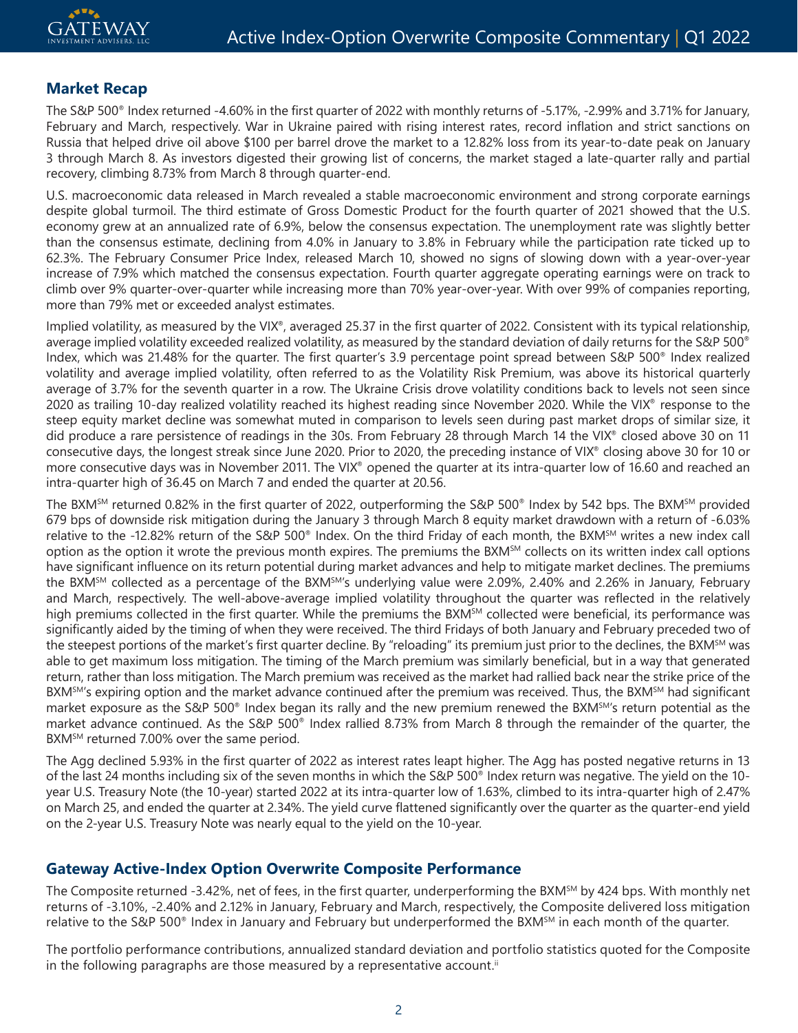## Market Recap

The S&P 500® Index returned -4.60% in the first quarter of 2022 with monthly returns of -5.17%, -2.99% and 3.71% for January, February and March, respectively. War in Ukraine paired with rising interest rates, record inflation and strict sanctions on Russia that helped drive oil above $100 per barrel drove the market to a 12.82% loss from its year-to-date peak on January 3 through March 8. As investors digested their growing list of concerns, the market staged a late-quarter rally and partial recovery, climbing 8.73% from March 8 through quarter-end.

U.S. macroeconomic data released in March revealed a stable macroeconomic environment and strong corporate earnings despite global turmoil. The third estimate of Gross Domestic Product for the fourth quarter of 2021 showed that the U.S. economy grew at an annualized rate of 6.9%, below the consensus expectation. The unemployment rate was slightly better than the consensus estimate, declining from 4.0% in January to 3.8% in February while the participation rate ticked up to 62.3%. The February Consumer Price Index, released March 10, showed no signs of slowing down with a year-over-year increase of 7.9% which matched the consensus expectation. Fourth quarter aggregate operating earnings were on track to climb over 9% quarter-over-quarter while increasing more than 70% year-over-year. With over 99% of companies reporting, more than 79% met or exceeded analyst estimates.

Implied volatility, as measured by the VIX®, averaged 25.37 in the first quarter of 2022. Consistent with its typical relationship, average implied volatility exceeded realized volatility, as measured by the standard deviation of daily returns for the S&P 500® Index, which was 21.48% for the quarter. The first quarter's 3.9 percentage point spread between S&P 500® Index realized volatility and average implied volatility, often referred to as the Volatility Risk Premium, was above its historical quarterly average of 3.7% for the seventh quarter in a row. The Ukraine Crisis drove volatility conditions back to levels not seen since 2020 as trailing 10-day realized volatility reached its highest reading since November 2020. While the VIX® response to the steep equity market decline was somewhat muted in comparison to levels seen during past market drops of similar size, it did produce a rare persistence of readings in the 30s. From February 28 through March 14 the VIX® closed above 30 on 11 consecutive days, the longest streak since June 2020. Prior to 2020, the preceding instance of VIX® closing above 30 for 10 or more consecutive days was in November 2011. The VIX® opened the quarter at its intra-quarter low of 16.60 and reached an intra-quarter high of 36.45 on March 7 and ended the quarter at 20.56.

The BXM℠ returned 0.82% in the first quarter of 2022, outperforming the S&P 500® Index by 542 bps. The BXM℠ provided 679 bps of downside risk mitigation during the January 3 through March 8 equity market drawdown with a return of -6.03% relative to the -12.82% return of the S&P 500® Index. On the third Friday of each month, the BXM℠ writes a new index call option as the option it wrote the previous month expires. The premiums the BXM℠ collects on its written index call options have significant influence on its return potential during market advances and help to mitigate market declines. The premiums the BXM℠ collected as a percentage of the BXM℠'s underlying value were 2.09%, 2.40% and 2.26% in January, February and March, respectively. The well-above-average implied volatility throughout the quarter was reflected in the relatively high premiums collected in the first quarter. While the premiums the BXM℠ collected were beneficial, its performance was significantly aided by the timing of when they were received. The third Fridays of both January and February preceded two of the steepest portions of the market's first quarter decline. By "reloading" its premium just prior to the declines, the BXM℠ was able to get maximum loss mitigation. The timing of the March premium was similarly beneficial, but in a way that generated return, rather than loss mitigation. The March premium was received as the market had rallied back near the strike price of the BXM℠'s expiring option and the market advance continued after the premium was received. Thus, the BXM℠ had significant market exposure as the S&P 500® Index began its rally and the new premium renewed the BXM℠'s return potential as the market advance continued. As the S&P 500® Index rallied 8.73% from March 8 through the remainder of the quarter, the BXM℠ returned 7.00% over the same period.

The Agg declined 5.93% in the first quarter of 2022 as interest rates leapt higher. The Agg has posted negative returns in 13 of the last 24 months including six of the seven months in which the S&P 500® Index return was negative. The yield on the 10-year U.S. Treasury Note (the 10-year) started 2022 at its intra-quarter low of 1.63%, climbed to its intra-quarter high of 2.47% on March 25, and ended the quarter at 2.34%. The yield curve flattened significantly over the quarter as the quarter-end yield on the 2-year U.S. Treasury Note was nearly equal to the yield on the 10-year.

## Gateway Active-Index Option Overwrite Composite Performance

The Composite returned -3.42%, net of fees, in the first quarter, underperforming the BXM℠ by 424 bps. With monthly net returns of -3.10%, -2.40% and 2.12% in January, February and March, respectively, the Composite delivered loss mitigation relative to the S&P 500® Index in January and February but underperformed the BXM℠ in each month of the quarter.

The portfolio performance contributions, annualized standard deviation and portfolio statistics quoted for the Composite in the following paragraphs are those measured by a representative account.[ii]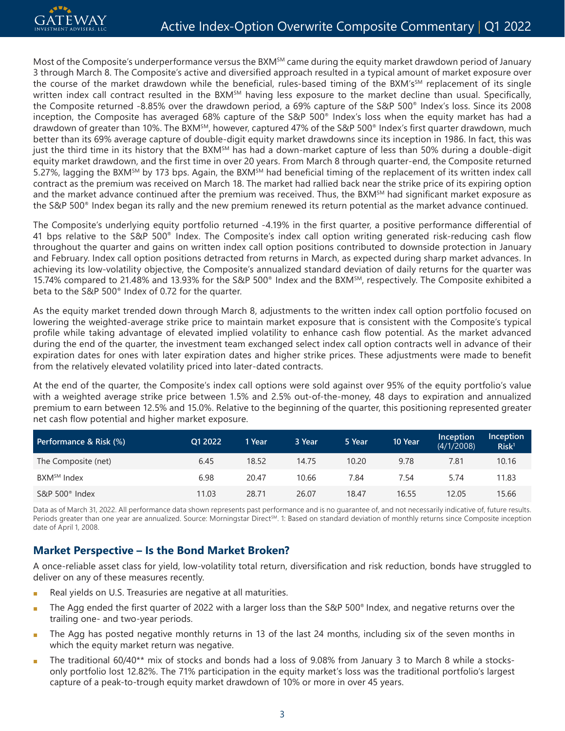Most of the Composite's underperformance versus the BXM℠ came during the equity market drawdown period of January 3 through March 8. The Composite's active and diversified approach resulted in a typical amount of market exposure over the course of the market drawdown while the beneficial, rules-based timing of the BXM's℠ replacement of its single written index call contract resulted in the BXM℠ having less exposure to the market decline than usual. Specifically, the Composite returned -8.85% over the drawdown period, a 69% capture of the S&P 500® Index's loss. Since its 2008 inception, the Composite has averaged 68% capture of the S&P 500® Index's loss when the equity market has had a drawdown of greater than 10%. The BXM℠, however, captured 47% of the S&P 500® Index's first quarter drawdown, much better than its 69% average capture of double-digit equity market drawdowns since its inception in 1986. In fact, this was just the third time in its history that the BXM℠ has had a down-market capture of less than 50% during a double-digit equity market drawdown, and the first time in over 20 years. From March 8 through quarter-end, the Composite returned 5.27%, lagging the BXM℠ by 173 bps. Again, the BXM℠ had beneficial timing of the replacement of its written index call contract as the premium was received on March 18. The market had rallied back near the strike price of its expiring option and the market advance continued after the premium was received. Thus, the BXM℠ had significant market exposure as the S&P 500® Index began its rally and the new premium renewed its return potential as the market advance continued.

The Composite's underlying equity portfolio returned -4.19% in the first quarter, a positive performance differential of 41 bps relative to the S&P 500® Index. The Composite's index call option writing generated risk-reducing cash flow throughout the quarter and gains on written index call option positions contributed to downside protection in January and February. Index call option positions detracted from returns in March, as expected during sharp market advances. In achieving its low-volatility objective, the Composite's annualized standard deviation of daily returns for the quarter was 15.74% compared to 21.48% and 13.93% for the S&P 500® Index and the BXM℠, respectively. The Composite exhibited a beta to the S&P 500® Index of 0.72 for the quarter.

As the equity market trended down through March 8, adjustments to the written index call option portfolio focused on lowering the weighted-average strike price to maintain market exposure that is consistent with the Composite's typical profile while taking advantage of elevated implied volatility to enhance cash flow potential. As the market advanced during the end of the quarter, the investment team exchanged select index call option contracts well in advance of their expiration dates for ones with later expiration dates and higher strike prices. These adjustments were made to benefit from the relatively elevated volatility priced into later-dated contracts.

At the end of the quarter, the Composite's index call options were sold against over 95% of the equity portfolio's value with a weighted average strike price between 1.5% and 2.5% out-of-the-money, 48 days to expiration and annualized premium to earn between 12.5% and 15.0%. Relative to the beginning of the quarter, this positioning represented greater net cash flow potential and higher market exposure.

| Performance & Risk (%) | Q1 2022 | 1 Year | 3 Year | 5 Year | 10 Year | Inception (4/1/2008) | Inception Risk[1] |
|---|---|---|---|---|---|---|---|
| The Composite (net) | 6.45 | 18.52 | 14.75 | 10.20 | 9.78 | 7.81 | 10.16 |
| BXM℠ Index | 6.98 | 20.47 | 10.66 | 7.84 | 7.54 | 5.74 | 11.83 |
| S&P 500® Index | 11.03 | 28.71 | 26.07 | 18.47 | 16.55 | 12.05 | 15.66 |

Data as of March 31, 2022. All performance data shown represents past performance and is no guarantee of, and not necessarily indicative of, future results. Periods greater than one year are annualized. Source: Morningstar Direct℠. 1: Based on standard deviation of monthly returns since Composite inception date of April 1, 2008.

## Market Perspective – Is the Bond Market Broken?

A once-reliable asset class for yield, low-volatility total return, diversification and risk reduction, bonds have struggled to deliver on any of these measures recently.

- Real yields on U.S. Treasuries are negative at all maturities.
- The Agg ended the first quarter of 2022 with a larger loss than the S&P 500® Index, and negative returns over the trailing one- and two-year periods.
- The Agg has posted negative monthly returns in 13 of the last 24 months, including six of the seven months in which the equity market return was negative.
- The traditional 60/40** mix of stocks and bonds had a loss of 9.08% from January 3 to March 8 while a stocks-only portfolio lost 12.82%. The 71% participation in the equity market's loss was the traditional portfolio's largest capture of a peak-to-trough equity market drawdown of 10% or more in over 45 years.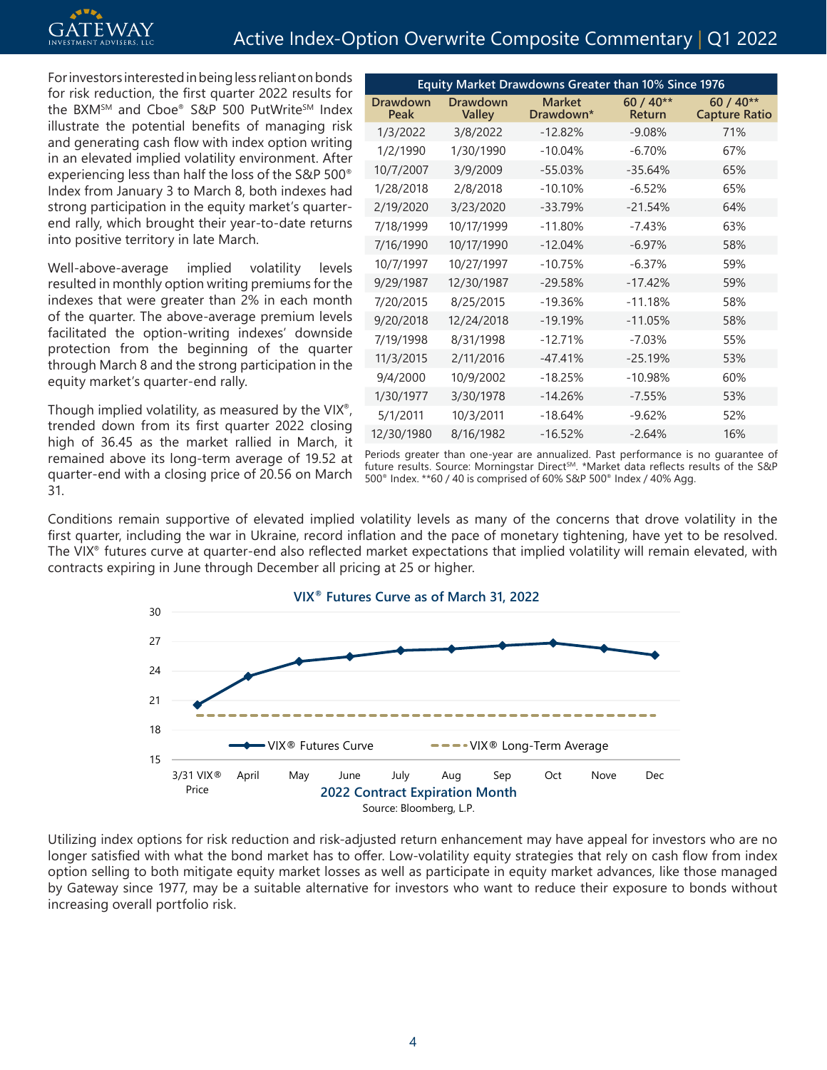For investors interested in being less reliant on bonds for risk reduction, the first quarter 2022 results for the BXM℠ and Cboe® S&P 500 PutWrite℠ Index illustrate the potential benefits of managing risk and generating cash flow with index option writing in an elevated implied volatility environment. After experiencing less than half the loss of the S&P 500® Index from January 3 to March 8, both indexes had strong participation in the equity market's quarter-end rally, which brought their year-to-date returns into positive territory in late March.

Well-above-average implied volatility levels resulted in monthly option writing premiums for the indexes that were greater than 2% in each month of the quarter. The above-average premium levels facilitated the option-writing indexes' downside protection from the beginning of the quarter through March 8 and the strong participation in the equity market's quarter-end rally.

Though implied volatility, as measured by the VIX®, trended down from its first quarter 2022 closing high of 36.45 as the market rallied in March, it remained above its long-term average of 19.52 at quarter-end with a closing price of 20.56 on March 31.

**Equity Market Drawdowns Greater than 10% Since 1976**

| Drawdown Peak | Drawdown Valley | Market Drawdown* | 60 / 40** Return | 60 / 40** Capture Ratio |
|---|---|---|---|---|
| 1/3/2022 | 3/8/2022 | -12.82% | -9.08% | 71% |
| 1/2/1990 | 1/30/1990 | -10.04% | -6.70% | 67% |
| 10/7/2007 | 3/9/2009 | -55.03% | -35.64% | 65% |
| 1/28/2018 | 2/8/2018 | -10.10% | -6.52% | 65% |
| 2/19/2020 | 3/23/2020 | -33.79% | -21.54% | 64% |
| 7/18/1999 | 10/17/1999 | -11.80% | -7.43% | 63% |
| 7/16/1990 | 10/17/1990 | -12.04% | -6.97% | 58% |
| 10/7/1997 | 10/27/1997 | -10.75% | -6.37% | 59% |
| 9/29/1987 | 12/30/1987 | -29.58% | -17.42% | 59% |
| 7/20/2015 | 8/25/2015 | -19.36% | -11.18% | 58% |
| 9/20/2018 | 12/24/2018 | -19.19% | -11.05% | 58% |
| 7/19/1998 | 8/31/1998 | -12.71% | -7.03% | 55% |
| 11/3/2015 | 2/11/2016 | -47.41% | -25.19% | 53% |
| 9/4/2000 | 10/9/2002 | -18.25% | -10.98% | 60% |
| 1/30/1977 | 3/30/1978 | -14.26% | -7.55% | 53% |
| 5/1/2011 | 10/3/2011 | -18.64% | -9.62% | 52% |
| 12/30/1980 | 8/16/1982 | -16.52% | -2.64% | 16% |

Periods greater than one-year are annualized. Past performance is no guarantee of future results. Source: Morningstar Direct℠. *Market data reflects results of the S&P 500® Index. **60 / 40 is comprised of 60% S&P 500® Index / 40% Agg.

Conditions remain supportive of elevated implied volatility levels as many of the concerns that drove volatility in the first quarter, including the war in Ukraine, record inflation and the pace of monetary tightening, have yet to be resolved. The VIX® futures curve at quarter-end also reflected market expectations that implied volatility will remain elevated, with contracts expiring in June through December all pricing at 25 or higher.

**VIX® Futures Curve as of March 31, 2022**

Source: Bloomberg, L.P.

Utilizing index options for risk reduction and risk-adjusted return enhancement may have appeal for investors who are no longer satisfied with what the bond market has to offer. Low-volatility equity strategies that rely on cash flow from index option selling to both mitigate equity market losses as well as participate in equity market advances, like those managed by Gateway since 1977, may be a suitable alternative for investors who want to reduce their exposure to bonds without increasing overall portfolio risk.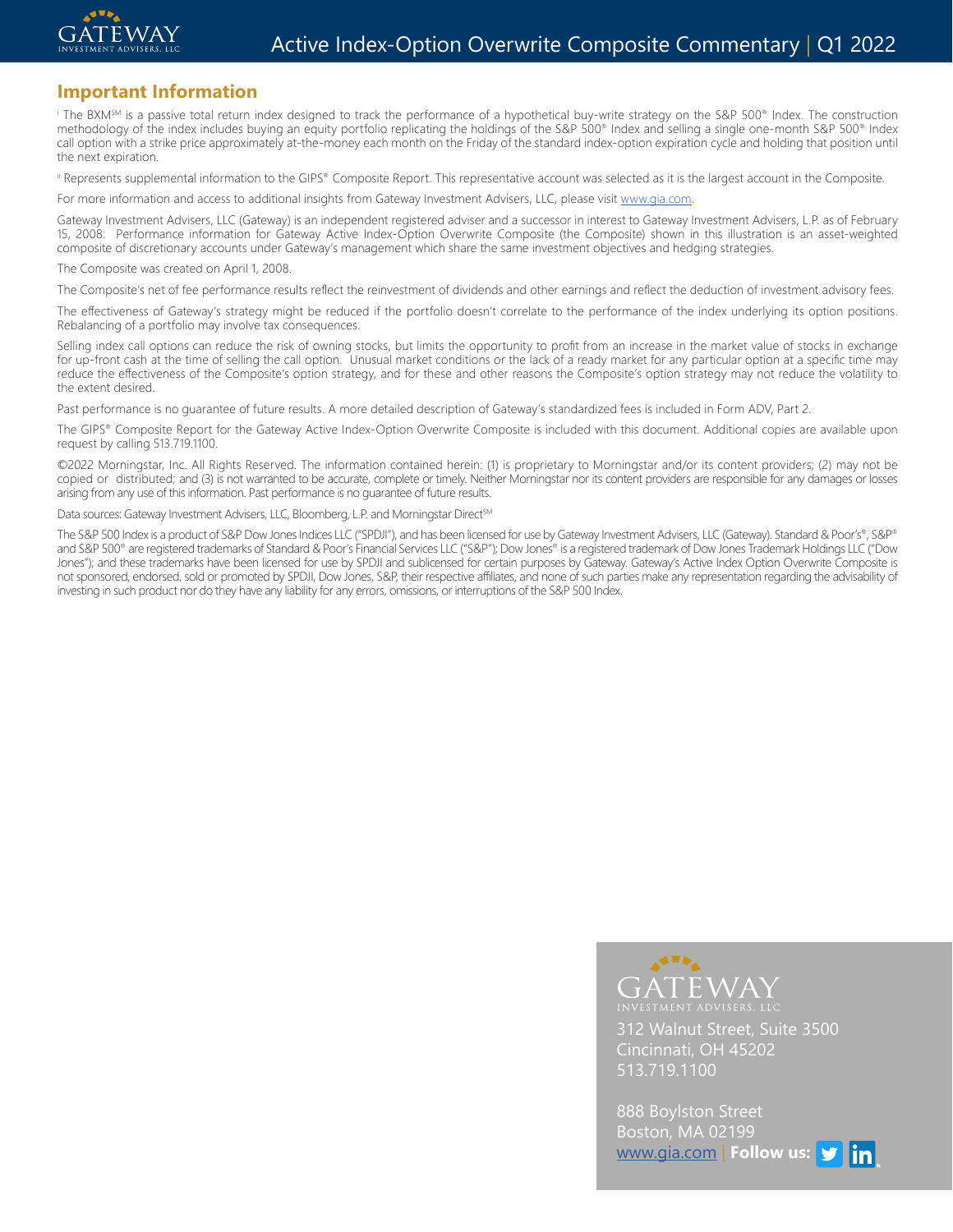## Important Information

[i] The BXM℠ is a passive total return index designed to track the performance of a hypothetical buy-write strategy on the S&P 500® Index. The construction methodology of the index includes buying an equity portfolio replicating the holdings of the S&P 500® Index and selling a single one-month S&P 500® Index call option with a strike price approximately at-the-money each month on the Friday of the standard index-option expiration cycle and holding that position until the next expiration.

[ii] Represents supplemental information to the GIPS® Composite Report. This representative account was selected as it is the largest account in the Composite.

For more information and access to additional insights from Gateway Investment Advisers, LLC, please visit www.gia.com.

Gateway Investment Advisers, LLC (Gateway) is an independent registered adviser and a successor in interest to Gateway Investment Advisers, L.P. as of February 15, 2008. Performance information for Gateway Active Index-Option Overwrite Composite (the Composite) shown in this illustration is an asset-weighted composite of discretionary accounts under Gateway's management which share the same investment objectives and hedging strategies.

The Composite was created on April 1, 2008.

The Composite's net of fee performance results reflect the reinvestment of dividends and other earnings and reflect the deduction of investment advisory fees.

The effectiveness of Gateway's strategy might be reduced if the portfolio doesn't correlate to the performance of the index underlying its option positions. Rebalancing of a portfolio may involve tax consequences.

Selling index call options can reduce the risk of owning stocks, but limits the opportunity to profit from an increase in the market value of stocks in exchange for up-front cash at the time of selling the call option. Unusual market conditions or the lack of a ready market for any particular option at a specific time may reduce the effectiveness of the Composite's option strategy, and for these and other reasons the Composite's option strategy may not reduce the volatility to the extent desired.

Past performance is no guarantee of future results. A more detailed description of Gateway's standardized fees is included in Form ADV, Part 2.

The GIPS® Composite Report for the Gateway Active Index-Option Overwrite Composite is included with this document. Additional copies are available upon request by calling 513.719.1100.

©2022 Morningstar, Inc. All Rights Reserved. The information contained herein: (1) is proprietary to Morningstar and/or its content providers; (2) may not be copied or distributed; and (3) is not warranted to be accurate, complete or timely. Neither Morningstar nor its content providers are responsible for any damages or losses arising from any use of this information. Past performance is no guarantee of future results.

Data sources: Gateway Investment Advisers, LLC, Bloomberg, L.P. and Morningstar Direct℠

The S&P 500 Index is a product of S&P Dow Jones Indices LLC ("SPDJI"), and has been licensed for use by Gateway Investment Advisers, LLC (Gateway). Standard & Poor's®, S&P® and S&P 500® are registered trademarks of Standard & Poor's Financial Services LLC ("S&P"); Dow Jones® is a registered trademark of Dow Jones Trademark Holdings LLC ("Dow Jones"); and these trademarks have been licensed for use by SPDJI and sublicensed for certain purposes by Gateway. Gateway's Active Index Option Overwrite Composite is not sponsored, endorsed, sold or promoted by SPDJI, Dow Jones, S&P, their respective affiliates, and none of such parties make any representation regarding the advisability of investing in such product nor do they have any liability for any errors, omissions, or interruptions of the S&P 500 Index.

GATEWAY
INVESTMENT ADVISERS, LLC

312 Walnut Street, Suite 3500
Cincinnati, OH 45202
513.719.1100

888 Boylston Street
Boston, MA 02199
www.gia.com | **Follow us:**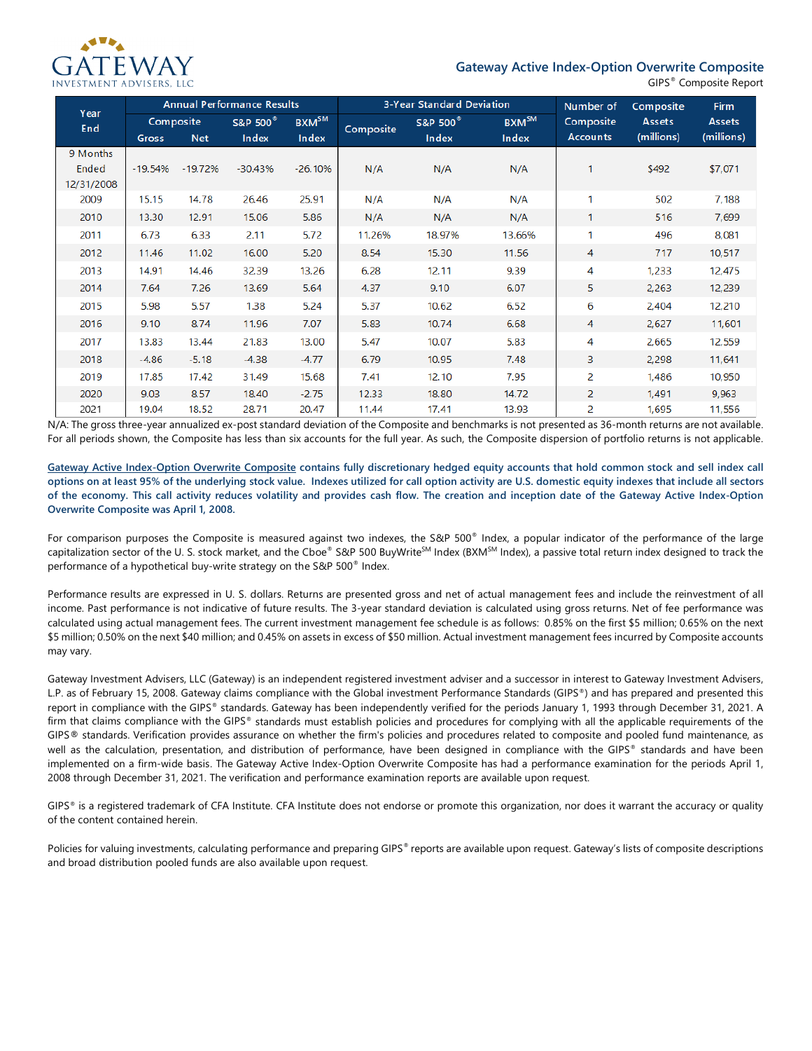GATEWAY
INVESTMENT ADVISERS, LLC

## Gateway Active Index-Option Overwrite Composite

GIPS® Composite Report

| Year End | Annual Performance Results | | | | 3-Year Standard Deviation | | | Number of Composite Accounts | Composite Assets (millions) | Firm Assets (millions) |
|---|---|---|---|---|---|---|---|---|---|---|
| | Composite Gross | Composite Net | S&P 500® Index | BXM℠ Index | Composite | S&P 500® Index | BXM℠ Index | | | |
| 9 Months Ended 12/31/2008 | -19.54% | -19.72% | -30.43% | -26.10% | N/A | N/A | N/A | 1 | $492 | $7,071 |
| 2009 | 15.15 | 14.78 | 26.46 | 25.91 | N/A | N/A | N/A | 1 | 502 | 7,188 |
| 2010 | 13.30 | 12.91 | 15.06 | 5.86 | N/A | N/A | N/A | 1 | 516 | 7,699 |
| 2011 | 6.73 | 6.33 | 2.11 | 5.72 | 11.26% | 18.97% | 13.66% | 1 | 496 | 8,081 |
| 2012 | 11.46 | 11.02 | 16.00 | 5.20 | 8.54 | 15.30 | 11.56 | 4 | 717 | 10,517 |
| 2013 | 14.91 | 14.46 | 32.39 | 13.26 | 6.28 | 12.11 | 9.39 | 4 | 1,233 | 12,475 |
| 2014 | 7.64 | 7.26 | 13.69 | 5.64 | 4.37 | 9.10 | 6.07 | 5 | 2,263 | 12,239 |
| 2015 | 5.98 | 5.57 | 1.38 | 5.24 | 5.37 | 10.62 | 6.52 | 6 | 2,404 | 12,210 |
| 2016 | 9.10 | 8.74 | 11.96 | 7.07 | 5.83 | 10.74 | 6.68 | 4 | 2,627 | 11,601 |
| 2017 | 13.83 | 13.44 | 21.83 | 13.00 | 5.47 | 10.07 | 5.83 | 4 | 2,665 | 12,559 |
| 2018 | -4.86 | -5.18 | -4.38 | -4.77 | 6.79 | 10.95 | 7.48 | 3 | 2,298 | 11,641 |
| 2019 | 17.85 | 17.42 | 31.49 | 15.68 | 7.41 | 12.10 | 7.95 | 2 | 1,486 | 10,950 |
| 2020 | 9.03 | 8.57 | 18.40 | -2.75 | 12.33 | 18.80 | 14.72 | 2 | 1,491 | 9,963 |
| 2021 | 19.04 | 18.52 | 28.71 | 20.47 | 11.44 | 17.41 | 13.93 | 2 | 1,695 | 11,556 |

N/A: The gross three-year annualized ex-post standard deviation of the Composite and benchmarks is not presented as 36-month returns are not available. For all periods shown, the Composite has less than six accounts for the full year. As such, the Composite dispersion of portfolio returns is not applicable.

**Gateway Active Index-Option Overwrite Composite contains fully discretionary hedged equity accounts that hold common stock and sell index call options on at least 95% of the underlying stock value. Indexes utilized for call option activity are U.S. domestic equity indexes that include all sectors of the economy. This call activity reduces volatility and provides cash flow. The creation and inception date of the Gateway Active Index-Option Overwrite Composite was April 1, 2008.**

For comparison purposes the Composite is measured against two indexes, the S&P 500® Index, a popular indicator of the performance of the large capitalization sector of the U. S. stock market, and the Cboe® S&P 500 BuyWrite℠ Index (BXM℠ Index), a passive total return index designed to track the performance of a hypothetical buy-write strategy on the S&P 500® Index.

Performance results are expressed in U. S. dollars. Returns are presented gross and net of actual management fees and include the reinvestment of all income. Past performance is not indicative of future results. The 3-year standard deviation is calculated using gross returns. Net of fee performance was calculated using actual management fees. The current investment management fee schedule is as follows: 0.85% on the first $5 million; 0.65% on the next $5 million; 0.50% on the next $40 million; and 0.45% on assets in excess of $50 million. Actual investment management fees incurred by Composite accounts may vary.

Gateway Investment Advisers, LLC (Gateway) is an independent registered investment adviser and a successor in interest to Gateway Investment Advisers, L.P. as of February 15, 2008. Gateway claims compliance with the Global Investment Performance Standards (GIPS®) and has prepared and presented this report in compliance with the GIPS® standards. Gateway has been independently verified for the periods January 1, 1993 through December 31, 2021. A firm that claims compliance with the GIPS® standards must establish policies and procedures for complying with all the applicable requirements of the GIPS® standards. Verification provides assurance on whether the firm's policies and procedures related to composite and pooled fund maintenance, as well as the calculation, presentation, and distribution of performance, have been designed in compliance with the GIPS® standards and have been implemented on a firm-wide basis. The Gateway Active Index-Option Overwrite Composite has had a performance examination for the periods April 1, 2008 through December 31, 2021. The verification and performance examination reports are available upon request.

GIPS® is a registered trademark of CFA Institute. CFA Institute does not endorse or promote this organization, nor does it warrant the accuracy or quality of the content contained herein.

Policies for valuing investments, calculating performance and preparing GIPS® reports are available upon request. Gateway's lists of composite descriptions and broad distribution pooled funds are also available upon request.